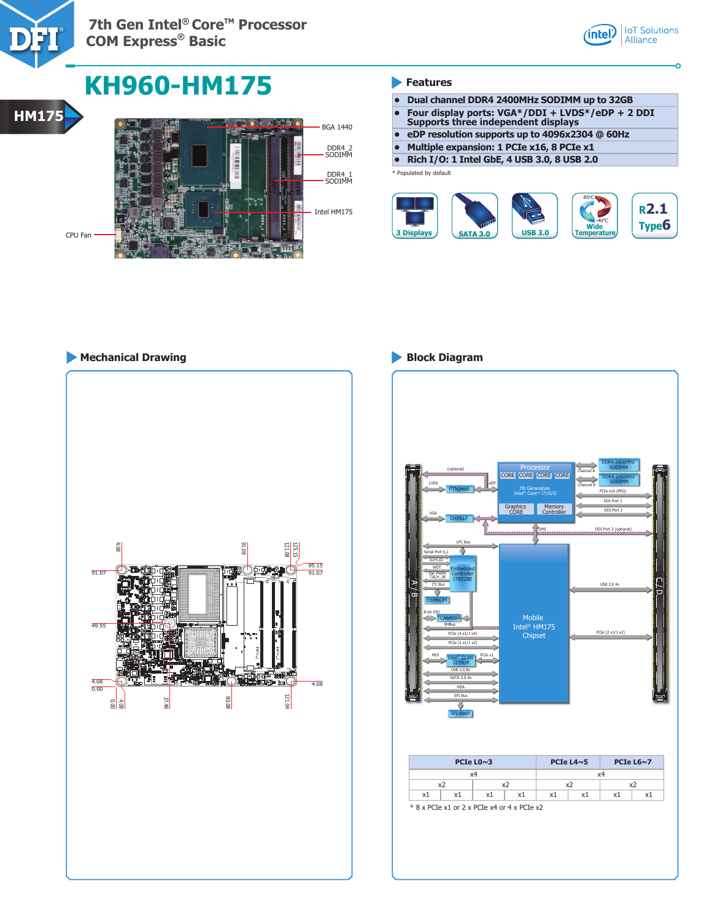# 7th Gen Intel® Core™ Processor COM Express® Basic

## KH960-HM175

HM175

BGA 1440
DDR4_2 SODIMM
DDR4_1 SODIMM
Intel HM175
CPU Fan

## Features

- Dual channel DDR4 2400MHz SODIMM up to 32GB
- Four display ports: VGA*/DDI + LVDS*/eDP + 2 DDI Supports three independent displays
- eDP resolution supports up to 4096x2304 @ 60Hz
- Multiple expansion: 1 PCIe x16, 8 PCIe x1
- Rich I/O: 1 Intel GbE, 4 USB 3.0, 8 USB 2.0

\* Populated by default

3 Displays | SATA 3.0 | USB 3.0 | Wide Temperature (85°C / -40°C) | R2.1 Type6

## Mechanical Drawing

## Block Diagram

| PCIe L0~3 | | | | PCIe L4~5 | | PCIe L6~7 | |
|---|---|---|---|---|---|---|---|
| x4 | | | | x4 | | | |
| x2 | | x2 | | x2 | | x2 | |
| x1 | x1 | x1 | x1 | x1 | x1 | x1 | x1 |

\* 8 x PCIe x1 or 2 x PCIe x4 or 4 x PCIe x2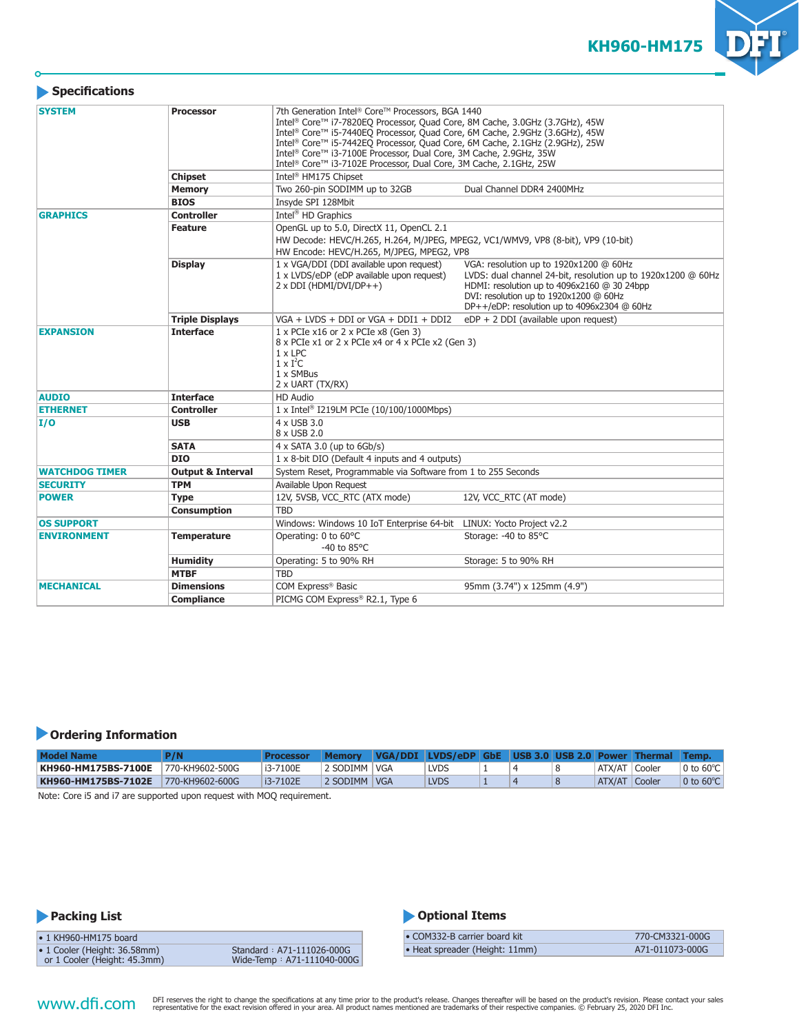## Specifications

| | | | |
|---|---|---|---|
| **SYSTEM** | **Processor** | 7th Generation Intel® Core™ Processors, BGA 1440<br>Intel® Core™ i7-7820EQ Processor, Quad Core, 8M Cache, 3.0GHz (3.7GHz), 45W<br>Intel® Core™ i5-7440EQ Processor, Quad Core, 6M Cache, 2.9GHz (3.6GHz), 45W<br>Intel® Core™ i5-7442EQ Processor, Quad Core, 6M Cache, 2.1GHz (2.9GHz), 25W<br>Intel® Core™ i3-7100E Processor, Dual Core, 3M Cache, 2.9GHz, 35W<br>Intel® Core™ i3-7102E Processor, Dual Core, 3M Cache, 2.1GHz, 25W | |
| | **Chipset** | Intel® HM175 Chipset | |
| | **Memory** | Two 260-pin SODIMM up to 32GB | Dual Channel DDR4 2400MHz |
| | **BIOS** | Insyde SPI 128Mbit | |
| **GRAPHICS** | **Controller** | Intel® HD Graphics | |
| | **Feature** | OpenGL up to 5.0, DirectX 11, OpenCL 2.1<br>HW Decode: HEVC/H.265, H.264, M/JPEG, MPEG2, VC1/WMV9, VP8 (8-bit), VP9 (10-bit)<br>HW Encode: HEVC/H.265, M/JPEG, MPEG2, VP8 | |
| | **Display** | 1 x VGA/DDI (DDI available upon request)<br>1 x LVDS/eDP (eDP available upon request)<br>2 x DDI (HDMI/DVI/DP++) | VGA: resolution up to 1920x1200 @ 60Hz<br>LVDS: dual channel 24-bit, resolution up to 1920x1200 @ 60Hz<br>HDMI: resolution up to 4096x2160 @ 30 24bpp<br>DVI: resolution up to 1920x1200 @ 60Hz<br>DP++/eDP: resolution up to 4096x2304 @ 60Hz |
| | **Triple Displays** | VGA + LVDS + DDI or VGA + DDI1 + DDI2 | eDP + 2 DDI (available upon request) |
| **EXPANSION** | **Interface** | 1 x PCIe x16 or 2 x PCIe x8 (Gen 3)<br>8 x PCIe x1 or 2 x PCIe x4 or 4 x PCIe x2 (Gen 3)<br>1 x LPC<br>1 x I²C<br>1 x SMBus<br>2 x UART (TX/RX) | |
| **AUDIO** | **Interface** | HD Audio | |
| **ETHERNET** | **Controller** | 1 x Intel® I219LM PCIe (10/100/1000Mbps) | |
| **I/O** | **USB** | 4 x USB 3.0<br>8 x USB 2.0 | |
| | **SATA** | 4 x SATA 3.0 (up to 6Gb/s) | |
| | **DIO** | 1 x 8-bit DIO (Default 4 inputs and 4 outputs) | |
| **WATCHDOG TIMER** | **Output & Interval** | System Reset, Programmable via Software from 1 to 255 Seconds | |
| **SECURITY** | **TPM** | Available Upon Request | |
| **POWER** | **Type** | 12V, 5VSB, VCC_RTC (ATX mode) | 12V, VCC_RTC (AT mode) |
| | **Consumption** | TBD | |
| **OS SUPPORT** | | Windows: Windows 10 IoT Enterprise 64-bit | LINUX: Yocto Project v2.2 |
| **ENVIRONMENT** | **Temperature** | Operating: 0 to 60°C<br>-40 to 85°C | Storage: -40 to 85°C |
| | **Humidity** | Operating: 5 to 90% RH | Storage: 5 to 90% RH |
| | **MTBF** | TBD | |
| **MECHANICAL** | **Dimensions** | COM Express® Basic | 95mm (3.74") x 125mm (4.9") |
| | **Compliance** | PICMG COM Express® R2.1, Type 6 | |

## Ordering Information

| Model Name | P/N | Processor | Memory | VGA/DDI | LVDS/eDP | GbE | USB 3.0 | USB 2.0 | Power | Thermal | Temp. |
|---|---|---|---|---|---|---|---|---|---|---|---|
| **KH960-HM175BS-7100E** | 770-KH9602-500G | i3-7100E | 2 SODIMM | VGA | LVDS | 1 | 4 | 8 | ATX/AT | Cooler | 0 to 60°C |
| **KH960-HM175BS-7102E** | 770-KH9602-600G | i3-7102E | 2 SODIMM | VGA | LVDS | 1 | 4 | 8 | ATX/AT | Cooler | 0 to 60°C |

Note: Core i5 and i7 are supported upon request with MOQ requirement.

## Packing List

| | |
|---|---|
| • 1 KH960-HM175 board | |
| • 1 Cooler (Height: 36.58mm)<br>or 1 Cooler (Height: 45.3mm) | Standard：A71-111026-000G<br>Wide-Temp：A71-111040-000G |

## Optional Items

| | |
|---|---|
| • COM332-B carrier board kit | 770-CM3321-000G |
| • Heat spreader (Height: 11mm) | A71-011073-000G |

www.dfi.com

DFI reserves the right to change the specifications at any time prior to the product's release. Changes thereafter will be based on the product's revision. Please contact your sales representative for the exact revision offered in your area. All product names mentioned are trademarks of their respective companies. © February 25, 2020 DFI Inc.